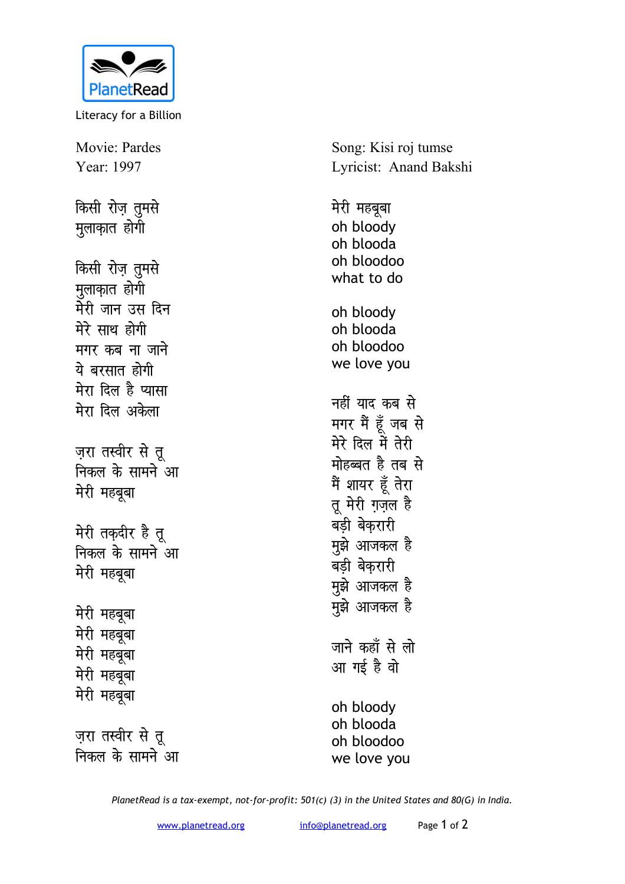PlanetRead

Literacy for a Billion

Movie: Pardes
Year: 1997

Song: Kisi roj tumse
Lyricist: Anand Bakshi

किसी रोज़ तुमसे
मुलाक़ात होगी

किसी रोज़ तुमसे
मुलाक़ात होगी
मेरी जान उस दिन
मेरे साथ होगी
मगर कब ना जाने
ये बरसात होगी
मेरा दिल है प्यासा
मेरा दिल अकेला

ज़रा तस्वीर से तू
निकल के सामने आ
मेरी महबूबा

मेरी तक़दीर है तू
निकल के सामने आ
मेरी महबूबा

मेरी महबूबा
मेरी महबूबा
मेरी महबूबा
मेरी महबूबा
मेरी महबूबा

ज़रा तस्वीर से तू
निकल के सामने आ

मेरी महबूबा
oh bloody
oh blooda
oh bloodoo
what to do

oh bloody
oh blooda
oh bloodoo
we love you

नहीं याद कब से
मगर मैं हूँ जब से
मेरे दिल में तेरी
मोहब्बत है तब से
मैं शायर हूँ तेरा
तू मेरी ग़ज़ल है
बड़ी बेक़रारी
मुझे आजकल है
बड़ी बेक़रारी
मुझे आजकल है
मुझे आजकल है

जाने कहाँ से लो
आ गई है वो

oh bloody
oh blooda
oh bloodoo
we love you

*PlanetRead is a tax-exempt, not-for-profit: 501(c) (3) in the United States and 80(G) in India.*

www.planetread.org info@planetread.org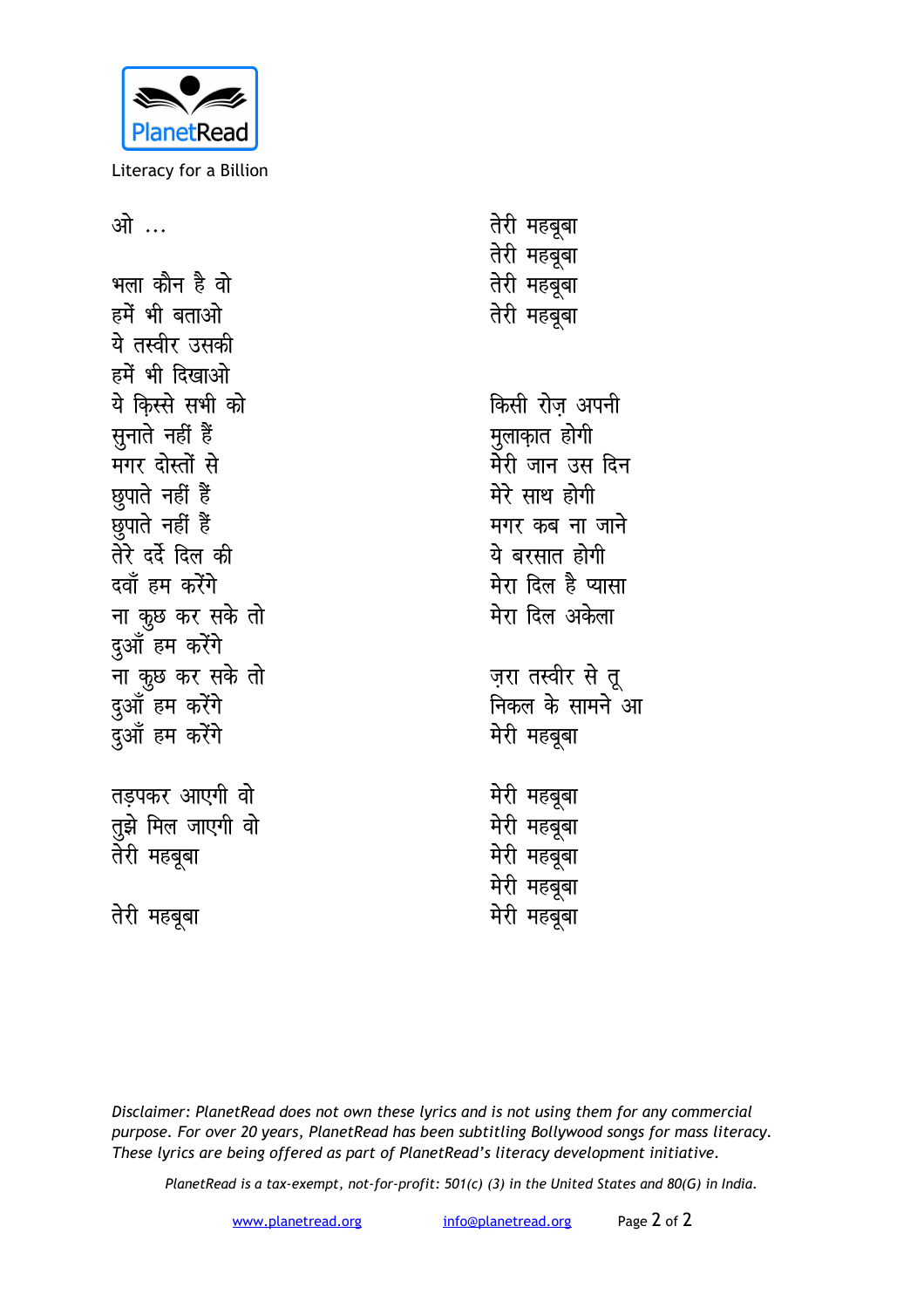PlanetRead

Literacy for a Billion

ओ ...

भला कौन है वो  
हमें भी बताओ  
ये तस्वीर उसकी  
हमें भी दिखाओ  
ये क़िस्से सभी को  
सुनाते नहीं हैं  
मगर दोस्तों से  
छुपाते नहीं हैं  
छुपाते नहीं हैं  
तेरे दर्दे दिल की  
दवाँ हम करेंगे  
ना कुछ कर सके तो  
दुआँ हम करेंगे  
ना कुछ कर सके तो  
दुआँ हम करेंगे  
दुआँ हम करेंगे

तड़पकर आएगी वो  
तुझे मिल जाएगी वो  
तेरी महबूबा

तेरी महबूबा

तेरी महबूबा  
तेरी महबूबा  
तेरी महबूबा  
तेरी महबूबा

किसी रोज़ अपनी  
मुलाक़ात होगी  
मेरी जान उस दिन  
मेरे साथ होगी  
मगर कब ना जाने  
ये बरसात होगी  
मेरा दिल है प्यासा  
मेरा दिल अकेला

ज़रा तस्वीर से तू  
निकल के सामने आ  
मेरी महबूबा

मेरी महबूबा  
मेरी महबूबा  
मेरी महबूबा  
मेरी महबूबा  
मेरी महबूबा

*Disclaimer: PlanetRead does not own these lyrics and is not using them for any commercial purpose. For over 20 years, PlanetRead has been subtitling Bollywood songs for mass literacy. These lyrics are being offered as part of PlanetRead's literacy development initiative.*

*PlanetRead is a tax-exempt, not-for-profit: 501(c) (3) in the United States and 80(G) in India.*

www.planetread.org info@planetread.org